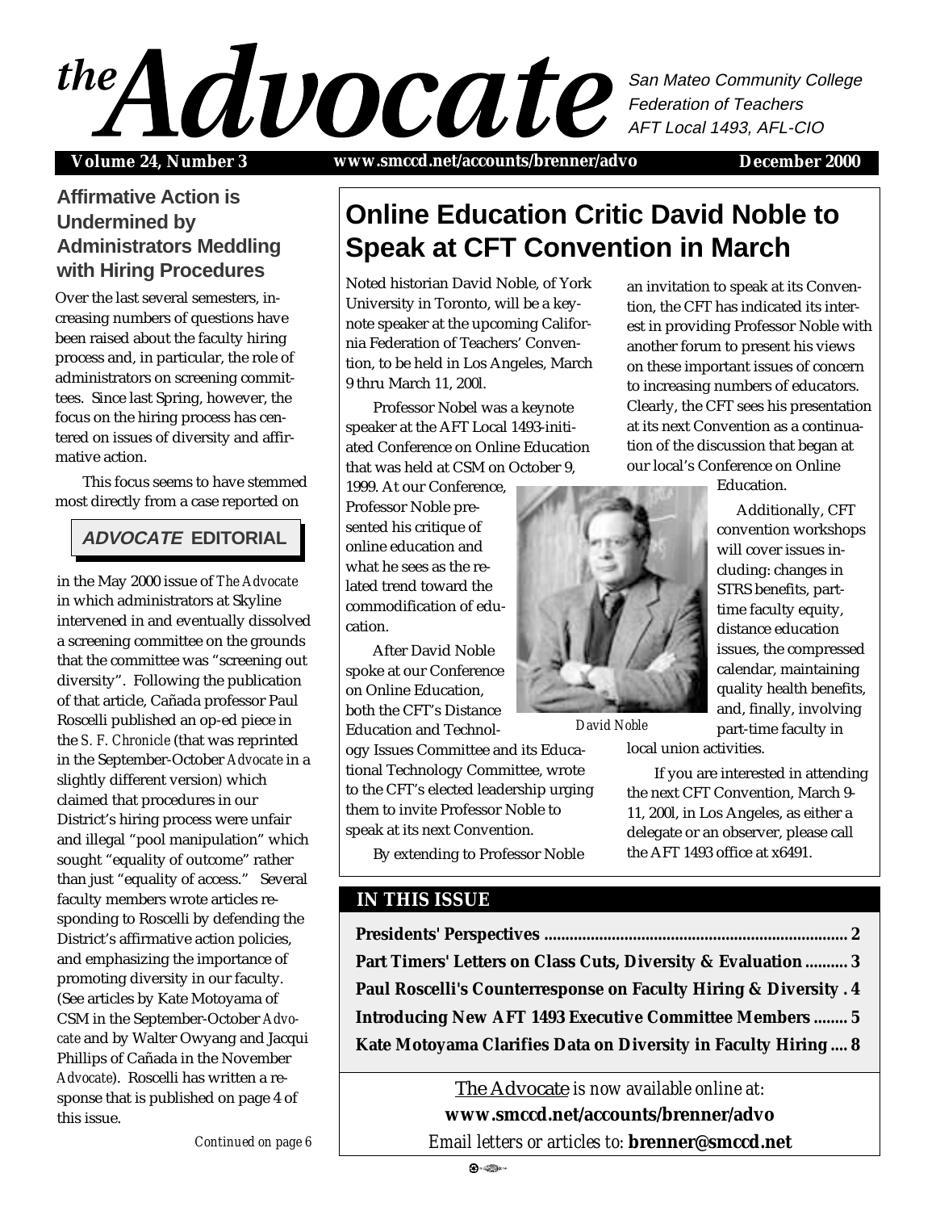# the Advocate

San Mateo Community College Federation of Teachers
AFT Local 1493, AFL-CIO

**Volume 24, Number 3** **www.smccd.net/accounts/brenner/advo** **December 2000**

## Affirmative Action is Undermined by Administrators Meddling with Hiring Procedures

**ADVOCATE EDITORIAL**

Over the last several semesters, increasing numbers of questions have been raised about the faculty hiring process and, in particular, the role of administrators on screening committees. Since last Spring, however, the focus on the hiring process has centered on issues of diversity and affirmative action.

This focus seems to have stemmed most directly from a case reported on in the May 2000 issue of *The Advocate* in which administrators at Skyline intervened in and eventually dissolved a screening committee on the grounds that the committee was "screening out diversity". Following the publication of that article, Cañada professor Paul Roscelli published an op-ed piece in the *S. F. Chronicle* (that was reprinted in the September-October *Advocate* in a slightly different version) which claimed that procedures in our District's hiring process were unfair and illegal "pool manipulation" which sought "equality of outcome" rather than just "equality of access." Several faculty members wrote articles responding to Roscelli by defending the District's affirmative action policies, and emphasizing the importance of promoting diversity in our faculty. (See articles by Kate Motoyama of CSM in the September-October *Advocate* and by Walter Owyang and Jacqui Phillips of Cañada in the November *Advocate*). Roscelli has written a response that is published on page 4 of this issue.

*Continued on page 6*

## Online Education Critic David Noble to Speak at CFT Convention in March

Noted historian David Noble, of York University in Toronto, will be a keynote speaker at the upcoming California Federation of Teachers' Convention, to be held in Los Angeles, March 9 thru March 11, 200l.

Professor Nobel was a keynote speaker at the AFT Local 1493-initiated Conference on Online Education that was held at CSM on October 9, 1999. At our Conference, Professor Noble presented his critique of online education and what he sees as the related trend toward the commodification of education.

After David Noble spoke at our Conference on Online Education, both the CFT's Distance Education and Technology Issues Committee and its Educational Technology Committee, wrote to the CFT's elected leadership urging them to invite Professor Noble to speak at its next Convention.

By extending to Professor Noble an invitation to speak at its Convention, the CFT has indicated its interest in providing Professor Noble with another forum to present his views on these important issues of concern to increasing numbers of educators. Clearly, the CFT sees his presentation at its next Convention as a continuation of the discussion that began at our local's Conference on Online Education.

*David Noble*

Additionally, CFT convention workshops will cover issues including: changes in STRS benefits, part-time faculty equity, distance education issues, the compressed calendar, maintaining quality health benefits, and, finally, involving part-time faculty in local union activities.

If you are interested in attending the next CFT Convention, March 9-11, 200l, in Los Angeles, as either a delegate or an observer, please call the AFT 1493 office at x6491.

## IN THIS ISSUE

**Presidents' Perspectives ........................................ 2**
**Part Timers' Letters on Class Cuts, Diversity & Evaluation .......... 3**
**Paul Roscelli's Counterresponse on Faculty Hiring & Diversity . 4**
**Introducing New AFT 1493 Executive Committee Members ........ 5**
**Kate Motoyama Clarifies Data on Diversity in Faculty Hiring .... 8**

*The Advocate is now available online at:*
**www.smccd.net/accounts/brenner/advo**
*Email letters or articles to:* **brenner@smccd.net**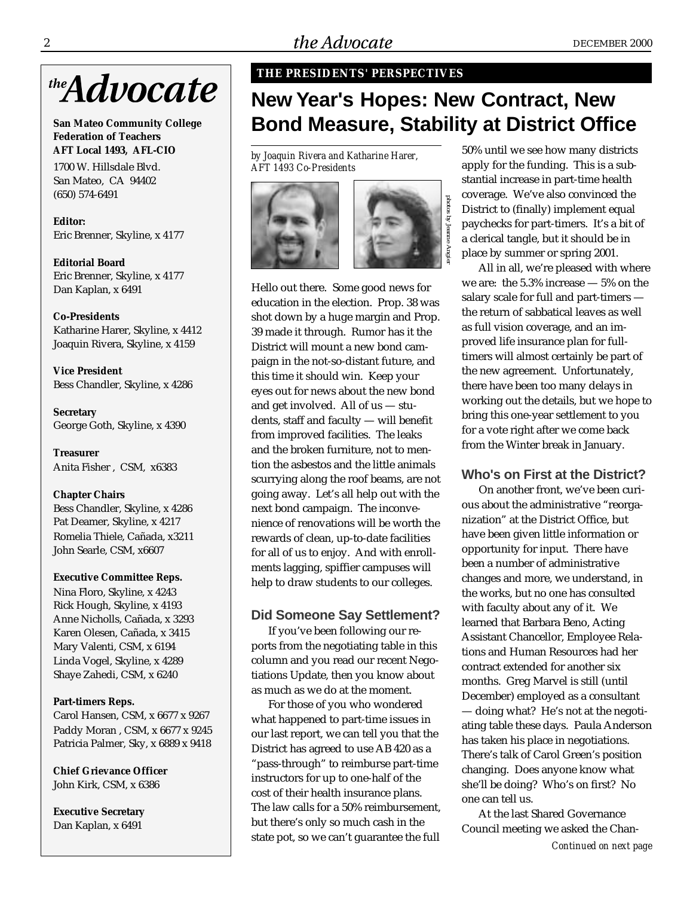# *the* Advocate

**San Mateo Community College Federation of Teachers**
**AFT Local 1493, AFL-CIO**
1700 W. Hillsdale Blvd.
San Mateo, CA 94402
(650) 574-6491

**Editor:**
Eric Brenner, Skyline, x 4177

**Editorial Board**
Eric Brenner, Skyline, x 4177
Dan Kaplan, x 6491

**Co-Presidents**
Katharine Harer, Skyline, x 4412
Joaquin Rivera, Skyline, x 4159

**Vice President**
Bess Chandler, Skyline, x 4286

**Secretary**
George Goth, Skyline, x 4390

**Treasurer**
Anita Fisher , CSM, x6383

**Chapter Chairs**
Bess Chandler, Skyline, x 4286
Pat Deamer, Skyline, x 4217
Romelia Thiele, Cañada, x3211
John Searle, CSM, x6607

**Executive Committee Reps.**
Nina Floro, Skyline, x 4243
Rick Hough, Skyline, x 4193
Anne Nicholls, Cañada, x 3293
Karen Olesen, Cañada, x 3415
Mary Valenti, CSM, x 6194
Linda Vogel, Skyline, x 4289
Shaye Zahedi, CSM, x 6240

**Part-timers Reps.**
Carol Hansen, CSM, x 6677 x 9267
Paddy Moran , CSM, x 6677 x 9245
Patricia Palmer, Sky, x 6889 x 9418

**Chief Grievance Officer**
John Kirk, CSM, x 6386

**Executive Secretary**
Dan Kaplan, x 6491

**THE PRESIDENTS' PERSPECTIVES**

# New Year's Hopes: New Contract, New Bond Measure, Stability at District Office

*by Joaquin Rivera and Katharine Harer, AFT 1493 Co-Presidents*

photos by Jeanne Angier

Hello out there. Some good news for education in the election. Prop. 38 was shot down by a huge margin and Prop. 39 made it through. Rumor has it the District will mount a new bond campaign in the not-so-distant future, and this time it should win. Keep your eyes out for news about the new bond and get involved. All of us — students, staff and faculty — will benefit from improved facilities. The leaks and the broken furniture, not to mention the asbestos and the little animals scurrying along the roof beams, are not going away. Let's all help out with the next bond campaign. The inconvenience of renovations will be worth the rewards of clean, up-to-date facilities for all of us to enjoy. And with enrollments lagging, spiffier campuses will help to draw students to our colleges.

### Did Someone Say Settlement?

If you've been following our reports from the negotiating table in this column and you read our recent Negotiations Update, then you know about as much as we do at the moment.

For those of you who wondered what happened to part-time issues in our last report, we can tell you that the District has agreed to use AB 420 as a "pass-through" to reimburse part-time instructors for up to one-half of the cost of their health insurance plans. The law calls for a 50% reimbursement, but there's only so much cash in the state pot, so we can't guarantee the full 50% until we see how many districts apply for the funding. This is a substantial increase in part-time health coverage. We've also convinced the District to (finally) implement equal paychecks for part-timers. It's a bit of a clerical tangle, but it should be in place by summer or spring 2001.

All in all, we're pleased with where we are: the 5.3% increase — 5% on the salary scale for full and part-timers — the return of sabbatical leaves as well as full vision coverage, and an improved life insurance plan for full-timers will almost certainly be part of the new agreement. Unfortunately, there have been too many delays in working out the details, but we hope to bring this one-year settlement to you for a vote right after we come back from the Winter break in January.

### Who's on First at the District?

On another front, we've been curious about the administrative "reorganization" at the District Office, but have been given little information or opportunity for input. There have been a number of administrative changes and more, we understand, in the works, but no one has consulted with faculty about any of it. We learned that Barbara Beno, Acting Assistant Chancellor, Employee Relations and Human Resources had her contract extended for another six months. Greg Marvel is still (until December) employed as a consultant — doing what? He's not at the negotiating table these days. Paula Anderson has taken his place in negotiations. There's talk of Carol Green's position changing. Does anyone know what she'll be doing? Who's on first? No one can tell us.

At the last Shared Governance Council meeting we asked the Chan-

*Continued on next page*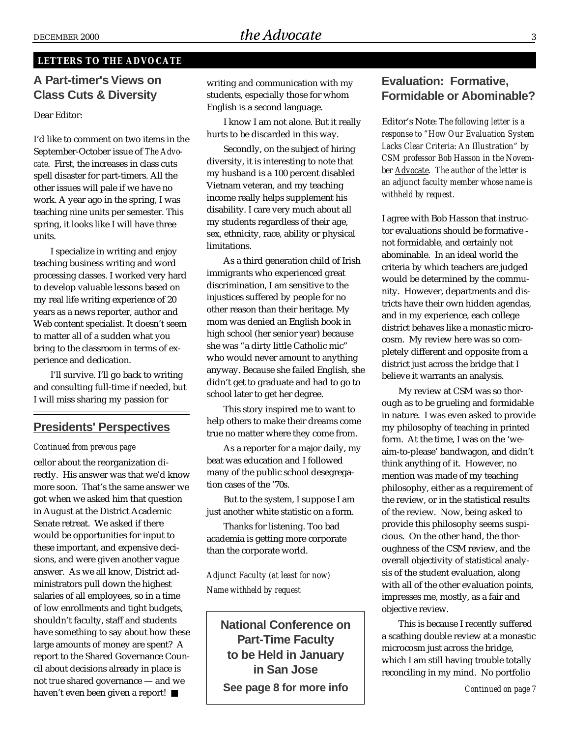## LETTERS TO THE ADVOCATE

### A Part-timer's Views on Class Cuts & Diversity

Dear Editor:

I'd like to comment on two items in the September-October issue of *The Advocate*. First, the increases in class cuts spell disaster for part-timers. All the other issues will pale if we have no work. A year ago in the spring, I was teaching nine units per semester. This spring, it looks like I will have three units.

I specialize in writing and enjoy teaching business writing and word processing classes. I worked very hard to develop valuable lessons based on my real life writing experience of 20 years as a news reporter, author and Web content specialist. It doesn't seem to matter all of a sudden what you bring to the classroom in terms of experience and dedication.

I'll survive. I'll go back to writing and consulting full-time if needed, but I will miss sharing my passion for writing and communication with my students, especially those for whom English is a second language.

I know I am not alone. But it really hurts to be discarded in this way.

Secondly, on the subject of hiring diversity, it is interesting to note that my husband is a 100 percent disabled Vietnam veteran, and my teaching income really helps supplement his disability. I care very much about all my students regardless of their age, sex, ethnicity, race, ability or physical limitations.

As a third generation child of Irish immigrants who experienced great discrimination, I am sensitive to the injustices suffered by people for no other reason than their heritage. My mom was denied an English book in high school (her senior year) because she was "a dirty little Catholic mic" who would never amount to anything anyway. Because she failed English, she didn't get to graduate and had to go to school later to get her degree.

This story inspired me to want to help others to make their dreams come true no matter where they come from.

As a reporter for a major daily, my beat was education and I followed many of the public school desegregation cases of the '70s.

But to the system, I suppose I am just another white statistic on a form.

Thanks for listening. Too bad academia is getting more corporate than the corporate world.

*Adjunct Faculty (at least for now)*
*Name withheld by request*

### Presidents' Perspectives

*Continued from prevous page*

cellor about the reorganization directly. His answer was that we'd know more soon. That's the same answer we got when we asked him that question in August at the District Academic Senate retreat. We asked if there would be opportunities for input to these important, and expensive decisions, and were given another vague answer. As we all know, District administrators pull down the highest salaries of all employees, so in a time of low enrollments and tight budgets, shouldn't faculty, staff and students have something to say about how these large amounts of money are spent? A report to the Shared Governance Council about decisions already in place is not *true* shared governance — and we haven't even been given a report! ■

**National Conference on Part-Time Faculty to be Held in January in San Jose**

**See page 8 for more info**

### Evaluation: Formative, Formidable or Abominable?

Editor's Note: *The following letter is a response to "How Our Evaluation System Lacks Clear Criteria: An Illustration" by CSM professor Bob Hasson in the November Advocate. The author of the letter is an adjunct faculty member whose name is withheld by request.*

I agree with Bob Hasson that instructor evaluations should be formative - not formidable, and certainly not abominable. In an ideal world the criteria by which teachers are judged would be determined by the community. However, departments and districts have their own hidden agendas, and in my experience, each college district behaves like a monastic microcosm. My review here was so completely different and opposite from a district just across the bridge that I believe it warrants an analysis.

My review at CSM was so thorough as to be grueling and formidable in nature. I was even asked to provide my philosophy of teaching in printed form. At the time, I was on the 'we-aim-to-please' bandwagon, and didn't think anything of it. However, no mention was made of my teaching philosophy, either as a requirement of the review, or in the statistical results of the review. Now, being asked to provide this philosophy seems suspicious. On the other hand, the thoroughness of the CSM review, and the overall objectivity of statistical analysis of the student evaluation, along with all of the other evaluation points, impresses me, mostly, as a fair and objective review.

This is because I recently suffered a scathing double review at a monastic microcosm just across the bridge, which I am still having trouble totally reconciling in my mind. No portfolio

*Continued on page 7*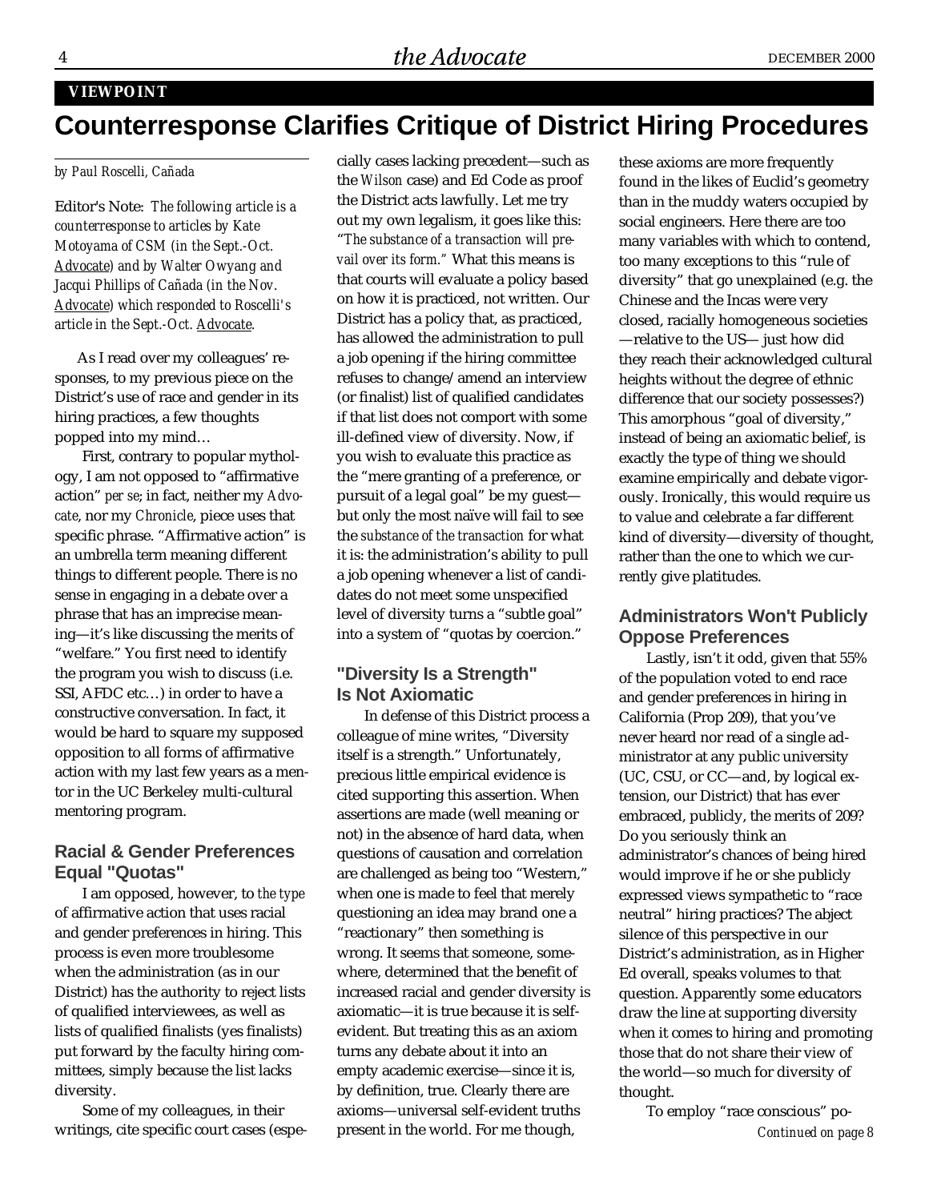VIEWPOINT

# Counterresponse Clarifies Critique of District Hiring Procedures

*by Paul Roscelli, Cañada*

Editor's Note: *The following article is a counterresponse to articles by Kate Motoyama of CSM (in the Sept.-Oct. Advocate) and by Walter Owyang and Jacqui Phillips of Cañada (in the Nov. Advocate) which responded to Roscelli's article in the Sept.-Oct. Advocate.*

As I read over my colleagues' responses, to my previous piece on the District's use of race and gender in its hiring practices, a few thoughts popped into my mind…

First, contrary to popular mythology, I am not opposed to "affirmative action" *per se*; in fact, neither my *Advocate*, nor my *Chronicle*, piece uses that specific phrase. "Affirmative action" is an umbrella term meaning different things to different people. There is no sense in engaging in a debate over a phrase that has an imprecise meaning—it's like discussing the merits of "welfare." You first need to identify the program you wish to discuss (i.e. SSI, AFDC etc…) in order to have a constructive conversation. In fact, it would be hard to square my supposed opposition to all forms of affirmative action with my last few years as a mentor in the UC Berkeley multi-cultural mentoring program.

## Racial & Gender Preferences Equal "Quotas"

I am opposed, however, to *the type* of affirmative action that uses racial and gender preferences in hiring. This process is even more troublesome when the administration (as in our District) has the authority to reject lists of qualified interviewees, as well as lists of qualified finalists (yes finalists) put forward by the faculty hiring committees, simply because the list lacks diversity.

Some of my colleagues, in their writings, cite specific court cases (especially cases lacking precedent—such as the *Wilson* case) and Ed Code as proof the District acts lawfully. Let me try out my own legalism, it goes like this: "*The substance of a transaction will prevail over its form.*" What this means is that courts will evaluate a policy based on how it is practiced, not written. Our District has a policy that, as practiced, has allowed the administration to pull a job opening if the hiring committee refuses to change/amend an interview (or finalist) list of qualified candidates if that list does not comport with some ill-defined view of diversity. Now, if you wish to evaluate this practice as the "mere granting of a preference, or pursuit of a legal goal" be my guest—but only the most naïve will fail to see the *substance of the transaction* for what it is: the administration's ability to pull a job opening whenever a list of candidates do not meet some unspecified level of diversity turns a "subtle goal" into a system of "quotas by coercion."

## "Diversity Is a Strength" Is Not Axiomatic

In defense of this District process a colleague of mine writes, "Diversity itself is a strength." Unfortunately, precious little empirical evidence is cited supporting this assertion. When assertions are made (well meaning or not) in the absence of hard data, when questions of causation and correlation are challenged as being too "Western," when one is made to feel that merely questioning an idea may brand one a "reactionary" then something is wrong. It seems that someone, somewhere, determined that the benefit of increased racial and gender diversity is axiomatic—it is true because it is self-evident. But treating this as an axiom turns any debate about it into an empty academic exercise—since it is, by definition, true. Clearly there are axioms—universal self-evident truths present in the world. For me though, these axioms are more frequently found in the likes of Euclid's geometry than in the muddy waters occupied by social engineers. Here there are too many variables with which to contend, too many exceptions to this "rule of diversity" that go unexplained (e.g. the Chinese and the Incas were very closed, racially homogeneous societies—relative to the US— just how did they reach their acknowledged cultural heights without the degree of ethnic difference that our society possesses?) This amorphous "goal of diversity," instead of being an axiomatic belief, is exactly the type of thing we should examine empirically and debate vigorously. Ironically, this would require us to value and celebrate a far different kind of diversity—diversity of thought, rather than the one to which we currently give platitudes.

## Administrators Won't Publicly Oppose Preferences

Lastly, isn't it odd, given that 55% of the population voted to end race and gender preferences in hiring in California (Prop 209), that you've never heard nor read of a single administrator at any public university (UC, CSU, or CC—and, by logical extension, our District) that has ever embraced, publicly, the merits of 209? Do you seriously think an administrator's chances of being hired would improve if he or she publicly expressed views sympathetic to "race neutral" hiring practices? The abject silence of this perspective in our District's administration, as in Higher Ed overall, speaks volumes to that question. Apparently some educators draw the line at supporting diversity when it comes to hiring and promoting those that do not share their view of the world—so much for diversity of thought.

To employ "race conscious" po-

*Continued on page 8*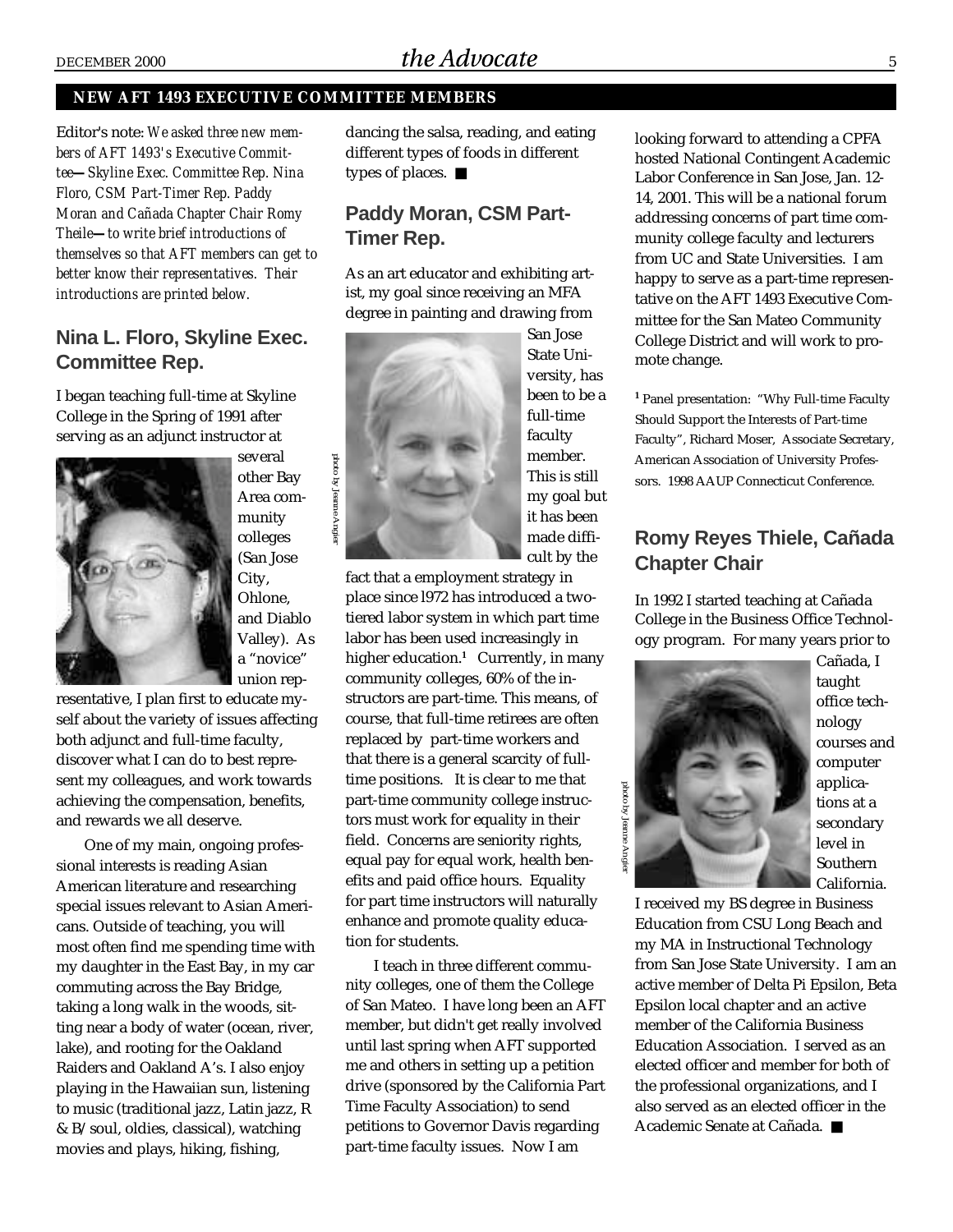## NEW AFT 1493 EXECUTIVE COMMITTEE MEMBERS

Editor's note: *We asked three new members of AFT 1493's Executive Committee—Skyline Exec. Committee Rep. Nina Floro, CSM Part-Timer Rep. Paddy Moran and Cañada Chapter Chair Romy Theile—to write brief introductions of themselves so that AFT members can get to better know their representatives. Their introductions are printed below.*

### Nina L. Floro, Skyline Exec. Committee Rep.

I began teaching full-time at Skyline College in the Spring of 1991 after serving as an adjunct instructor at several other Bay Area community colleges (San Jose City, Ohlone, and Diablo Valley). As a "novice" union representative, I plan first to educate myself about the variety of issues affecting both adjunct and full-time faculty, discover what I can do to best represent my colleagues, and work towards achieving the compensation, benefits, and rewards we all deserve.

One of my main, ongoing professional interests is reading Asian American literature and researching special issues relevant to Asian Americans. Outside of teaching, you will most often find me spending time with my daughter in the East Bay, in my car commuting across the Bay Bridge, taking a long walk in the woods, sitting near a body of water (ocean, river, lake), and rooting for the Oakland Raiders and Oakland A's. I also enjoy playing in the Hawaiian sun, listening to music (traditional jazz, Latin jazz, R & B/soul, oldies, classical), watching movies and plays, hiking, fishing, dancing the salsa, reading, and eating different types of foods in different types of places. ■

### Paddy Moran, CSM Part-Timer Rep.

photo by Jeanne Angier

As an art educator and exhibiting artist, my goal since receiving an MFA degree in painting and drawing from San Jose State University, has been to be a full-time faculty member. This is still my goal but it has been made difficult by the fact that a employment strategy in place since l972 has introduced a two-tiered labor system in which part time labor has been used increasingly in higher education.[1] Currently, in many community colleges, 60% of the instructors are part-time. This means, of course, that full-time retirees are often replaced by part-time workers and that there is a general scarcity of full-time positions. It is clear to me that part-time community college instructors must work for equality in their field. Concerns are seniority rights, equal pay for equal work, health benefits and paid office hours. Equality for part time instructors will naturally enhance and promote quality education for students.

I teach in three different community colleges, one of them the College of San Mateo. I have long been an AFT member, but didn't get really involved until last spring when AFT supported me and others in setting up a petition drive (sponsored by the California Part Time Faculty Association) to send petitions to Governor Davis regarding part-time faculty issues. Now I am looking forward to attending a CPFA hosted National Contingent Academic Labor Conference in San Jose, Jan. 12-14, 2001. This will be a national forum addressing concerns of part time community college faculty and lecturers from UC and State Universities. I am happy to serve as a part-time representative on the AFT 1493 Executive Committee for the San Mateo Community College District and will work to promote change.

[1] Panel presentation: "Why Full-time Faculty Should Support the Interests of Part-time Faculty", Richard Moser, Associate Secretary, American Association of University Professors. 1998 AAUP Connecticut Conference.

### Romy Reyes Thiele, Cañada Chapter Chair

photo by Jeanne Angier

In 1992 I started teaching at Cañada College in the Business Office Technology program. For many years prior to Cañada, I taught office technology courses and computer applications at a secondary level in Southern California. I received my BS degree in Business Education from CSU Long Beach and my MA in Instructional Technology from San Jose State University. I am an active member of Delta Pi Epsilon, Beta Epsilon local chapter and an active member of the California Business Education Association. I served as an elected officer and member for both of the professional organizations, and I also served as an elected officer in the Academic Senate at Cañada. ■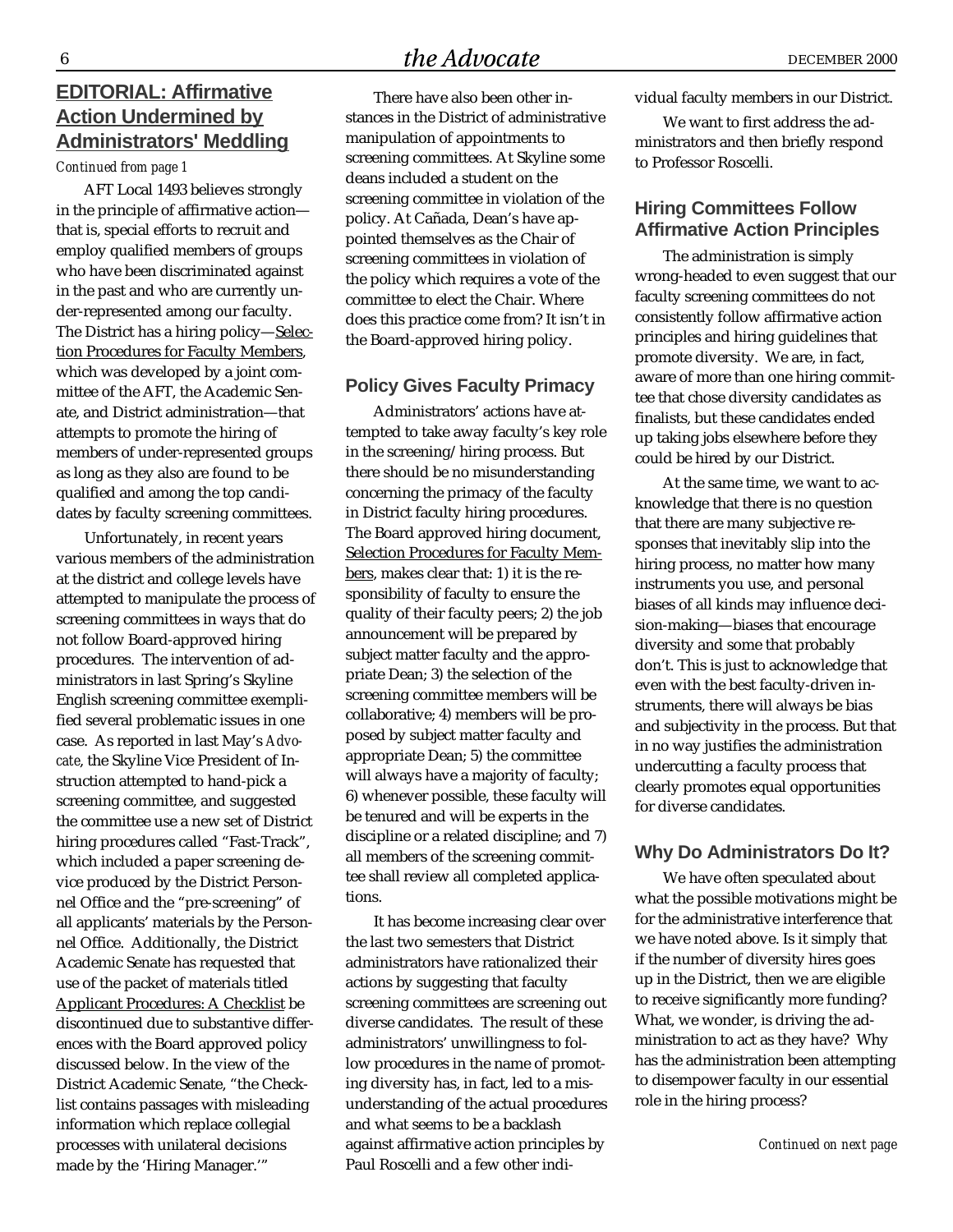## EDITORIAL: Affirmative Action Undermined by Administrators' Meddling

*Continued from page 1*

AFT Local 1493 believes strongly in the principle of affirmative action—that is, special efforts to recruit and employ qualified members of groups who have been discriminated against in the past and who are currently under-represented among our faculty. The District has a hiring policy—Selection Procedures for Faculty Members, which was developed by a joint committee of the AFT, the Academic Senate, and District administration—that attempts to promote the hiring of members of under-represented groups as long as they also are found to be qualified and among the top candidates by faculty screening committees.

Unfortunately, in recent years various members of the administration at the district and college levels have attempted to manipulate the process of screening committees in ways that do not follow Board-approved hiring procedures. The intervention of administrators in last Spring's Skyline English screening committee exemplified several problematic issues in one case. As reported in last May's *Advocate*, the Skyline Vice President of Instruction attempted to hand-pick a screening committee, and suggested the committee use a new set of District hiring procedures called "Fast-Track", which included a paper screening device produced by the District Personnel Office and the "pre-screening" of all applicants' materials by the Personnel Office. Additionally, the District Academic Senate has requested that use of the packet of materials titled Applicant Procedures: A Checklist be discontinued due to substantive differences with the Board approved policy discussed below. In the view of the District Academic Senate, "the Checklist contains passages with misleading information which replace collegial processes with unilateral decisions made by the 'Hiring Manager.'"

There have also been other instances in the District of administrative manipulation of appointments to screening committees. At Skyline some deans included a student on the screening committee in violation of the policy. At Cañada, Dean's have appointed themselves as the Chair of screening committees in violation of the policy which requires a vote of the committee to elect the Chair. Where does this practice come from? It isn't in the Board-approved hiring policy.

### Policy Gives Faculty Primacy

Administrators' actions have attempted to take away faculty's key role in the screening/hiring process. But there should be no misunderstanding concerning the primacy of the faculty in District faculty hiring procedures. The Board approved hiring document, Selection Procedures for Faculty Members, makes clear that: 1) it is the responsibility of faculty to ensure the quality of their faculty peers; 2) the job announcement will be prepared by subject matter faculty and the appropriate Dean; 3) the selection of the screening committee members will be collaborative; 4) members will be proposed by subject matter faculty and appropriate Dean; 5) the committee will always have a majority of faculty; 6) whenever possible, these faculty will be tenured and will be experts in the discipline or a related discipline; and 7) all members of the screening committee shall review all completed applications.

It has become increasing clear over the last two semesters that District administrators have rationalized their actions by suggesting that faculty screening committees are screening out diverse candidates. The result of these administrators' unwillingness to follow procedures in the name of promoting diversity has, in fact, led to a misunderstanding of the actual procedures and what seems to be a backlash against affirmative action principles by Paul Roscelli and a few other individual faculty members in our District.

We want to first address the administrators and then briefly respond to Professor Roscelli.

### Hiring Committees Follow Affirmative Action Principles

The administration is simply wrong-headed to even suggest that our faculty screening committees do not consistently follow affirmative action principles and hiring guidelines that promote diversity. We are, in fact, aware of more than one hiring committee that chose diversity candidates as finalists, but these candidates ended up taking jobs elsewhere before they could be hired by our District.

At the same time, we want to acknowledge that there is no question that there are many subjective responses that inevitably slip into the hiring process, no matter how many instruments you use, and personal biases of all kinds may influence decision-making—biases that encourage diversity and some that probably don't. This is just to acknowledge that even with the best faculty-driven instruments, there will always be bias and subjectivity in the process. But that in no way justifies the administration undercutting a faculty process that clearly promotes equal opportunities for diverse candidates.

### Why Do Administrators Do It?

We have often speculated about what the possible motivations might be for the administrative interference that we have noted above. Is it simply that if the number of diversity hires goes up in the District, then we are eligible to receive significantly more funding? What, we wonder, is driving the administration to act as they have? Why has the administration been attempting to disempower faculty in our essential role in the hiring process?

*Continued on next page*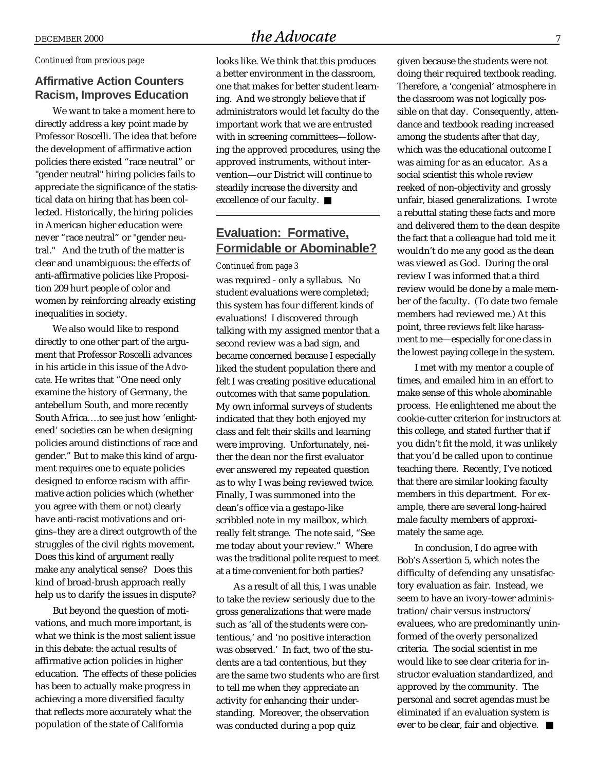*Continued from previous page*

## Affirmative Action Counters Racism, Improves Education

We want to take a moment here to directly address a key point made by Professor Roscelli. The idea that before the development of affirmative action policies there existed "race neutral" or "gender neutral" hiring policies fails to appreciate the significance of the statistical data on hiring that has been collected. Historically, the hiring policies in American higher education were never "race neutral" or "gender neutral." And the truth of the matter is clear and unambiguous: the effects of anti-affirmative policies like Proposition 209 hurt people of color and women by reinforcing already existing inequalities in society.

We also would like to respond directly to one other part of the argument that Professor Roscelli advances in his article in this issue of the *Advocate*. He writes that "One need only examine the history of Germany, the antebellum South, and more recently South Africa….to see just how 'enlightened' societies can be when designing policies around distinctions of race and gender." But to make this kind of argument requires one to equate policies designed to enforce racism with affirmative action policies which (whether you agree with them or not) clearly have anti-racist motivations and origins–they are a direct outgrowth of the struggles of the civil rights movement. Does this kind of argument really make any analytical sense? Does this kind of broad-brush approach really help us to clarify the issues in dispute?

But beyond the question of motivations, and much more important, is what we think is the most salient issue in this debate: the actual results of affirmative action policies in higher education. The effects of these policies has been to actually make progress in achieving a more diversified faculty that reflects more accurately what the population of the state of California looks like. We think that this produces a better environment in the classroom, one that makes for better student learning. And we strongly believe that if administrators would let faculty do the important work that we are entrusted with in screening committees—following the approved procedures, using the approved instruments, without intervention—our District will continue to steadily increase the diversity and excellence of our faculty. ■

## Evaluation: Formative, Formidable or Abominable?

*Continued from page 3*

was required - only a syllabus. No student evaluations were completed; this system has four different kinds of evaluations! I discovered through talking with my assigned mentor that a second review was a bad sign, and became concerned because I especially liked the student population there and felt I was creating positive educational outcomes with that same population. My own informal surveys of students indicated that they both enjoyed my class and felt their skills and learning were improving. Unfortunately, neither the dean nor the first evaluator ever answered my repeated question as to why I was being reviewed twice. Finally, I was summoned into the dean's office via a gestapo-like scribbled note in my mailbox, which really felt strange. The note said, "See me today about your review." Where was the traditional polite request to meet at a time convenient for both parties?

As a result of all this, I was unable to take the review seriously due to the gross generalizations that were made such as 'all of the students were contentious,' and 'no positive interaction was observed.' In fact, two of the students are a tad contentious, but they are the same two students who are first to tell me when they appreciate an activity for enhancing their understanding. Moreover, the observation was conducted during a pop quiz given because the students were not doing their required textbook reading. Therefore, a 'congenial' atmosphere in the classroom was not logically possible on that day. Consequently, attendance and textbook reading increased among the students after that day, which was the educational outcome I was aiming for as an educator. As a social scientist this whole review reeked of non-objectivity and grossly unfair, biased generalizations. I wrote a rebuttal stating these facts and more and delivered them to the dean despite the fact that a colleague had told me it wouldn't do me any good as the dean was viewed as God. During the oral review I was informed that a third review would be done by a male member of the faculty. (To date two female members had reviewed me.) At this point, three reviews felt like harassment to me—especially for one class in the lowest paying college in the system.

I met with my mentor a couple of times, and emailed him in an effort to make sense of this whole abominable process. He enlightened me about the cookie-cutter criterion for instructors at this college, and stated further that if you didn't fit the mold, it was unlikely that you'd be called upon to continue teaching there. Recently, I've noticed that there are similar looking faculty members in this department. For example, there are several long-haired male faculty members of approximately the same age.

In conclusion, I do agree with Bob's Assertion 5, which notes the difficulty of defending any unsatisfactory evaluation as fair. Instead, we seem to have an ivory-tower administration/chair versus instructors/evaluees, who are predominantly uninformed of the overly personalized criteria. The social scientist in me would like to see clear criteria for instructor evaluation standardized, and approved by the community. The personal and secret agendas must be eliminated if an evaluation system is ever to be clear, fair and objective. ■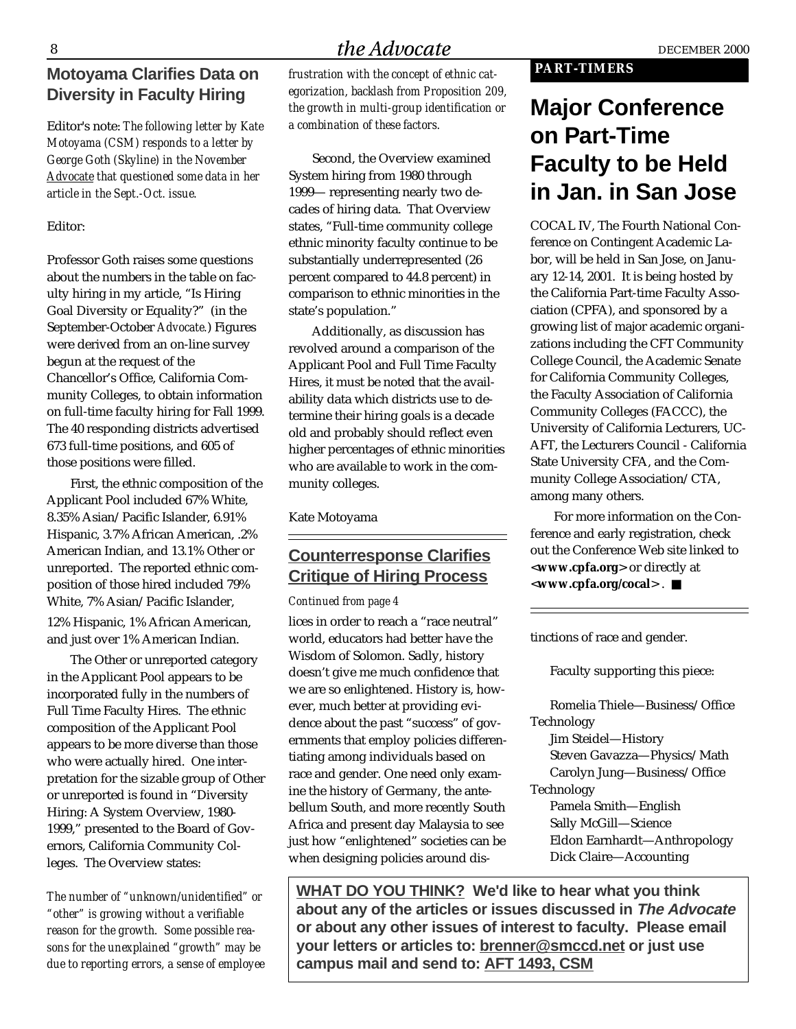## Motoyama Clarifies Data on Diversity in Faculty Hiring

Editor's note: *The following letter by Kate Motoyama (CSM) responds to a letter by George Goth (Skyline) in the November Advocate that questioned some data in her article in the Sept.-Oct. issue.*

Editor:

Professor Goth raises some questions about the numbers in the table on faculty hiring in my article, "Is Hiring Goal Diversity or Equality?" (in the September-October *Advocate*.) Figures were derived from an on-line survey begun at the request of the Chancellor's Office, California Community Colleges, to obtain information on full-time faculty hiring for Fall 1999. The 40 responding districts advertised 673 full-time positions, and 605 of those positions were filled.

First, the ethnic composition of the Applicant Pool included 67% White, 8.35% Asian/Pacific Islander, 6.91% Hispanic, 3.7% African American, .2% American Indian, and 13.1% Other or unreported. The reported ethnic composition of those hired included 79% White, 7% Asian/Pacific Islander, 12% Hispanic, 1% African American, and just over 1% American Indian.

The Other or unreported category in the Applicant Pool appears to be incorporated fully in the numbers of Full Time Faculty Hires. The ethnic composition of the Applicant Pool appears to be more diverse than those who were actually hired. One interpretation for the sizable group of Other or unreported is found in "Diversity Hiring: A System Overview, 1980-1999," presented to the Board of Governors, California Community Colleges. The Overview states:

*The number of "unknown/unidentified" or "other" is growing without a verifiable reason for the growth. Some possible reasons for the unexplained "growth" may be due to reporting errors, a sense of employee frustration with the concept of ethnic categorization, backlash from Proposition 209, the growth in multi-group identification or a combination of these factors.*

Second, the Overview examined System hiring from 1980 through 1999— representing nearly two decades of hiring data. That Overview states, "Full-time community college ethnic minority faculty continue to be substantially underrepresented (26 percent compared to 44.8 percent) in comparison to ethnic minorities in the state's population."

Additionally, as discussion has revolved around a comparison of the Applicant Pool and Full Time Faculty Hires, it must be noted that the availability data which districts use to determine their hiring goals is a decade old and probably should reflect even higher percentages of ethnic minorities who are available to work in the community colleges.

Kate Motoyama

## Counterresponse Clarifies Critique of Hiring Process

*Continued from page 4*

lices in order to reach a "race neutral" world, educators had better have the Wisdom of Solomon. Sadly, history doesn't give me much confidence that we are so enlightened. History is, however, much better at providing evidence about the past "success" of governments that employ policies differentiating among individuals based on race and gender. One need only examine the history of Germany, the antebellum South, and more recently South Africa and present day Malaysia to see just how "enlightened" societies can be when designing policies around distinctions of race and gender.

Faculty supporting this piece:

Romelia Thiele—Business/Office Technology
Jim Steidel—History
Steven Gavazza—Physics/Math
Carolyn Jung—Business/Office Technology
Pamela Smith—English
Sally McGill—Science
Eldon Earnhardt—Anthropology
Dick Claire—Accounting

**PART-TIMERS**

## Major Conference on Part-Time Faculty to be Held in Jan. in San Jose

COCAL IV, The Fourth National Conference on Contingent Academic Labor, will be held in San Jose, on January 12-14, 2001. It is being hosted by the California Part-time Faculty Association (CPFA), and sponsored by a growing list of major academic organizations including the CFT Community College Council, the Academic Senate for California Community Colleges, the Faculty Association of California Community Colleges (FACCC), the University of California Lecturers, UC-AFT, the Lecturers Council - California State University CFA, and the Community College Association/CTA, among many others.

For more information on the Conference and early registration, check out the Conference Web site linked to **<www.cpfa.org>** or directly at **<www.cpfa.org/cocal>**. ■

**WHAT DO YOU THINK? We'd like to hear what you think about any of the articles or issues discussed in *The Advocate* or about any other issues of interest to faculty. Please email your letters or articles to: brenner@smccd.net or just use campus mail and send to: AFT 1493, CSM**